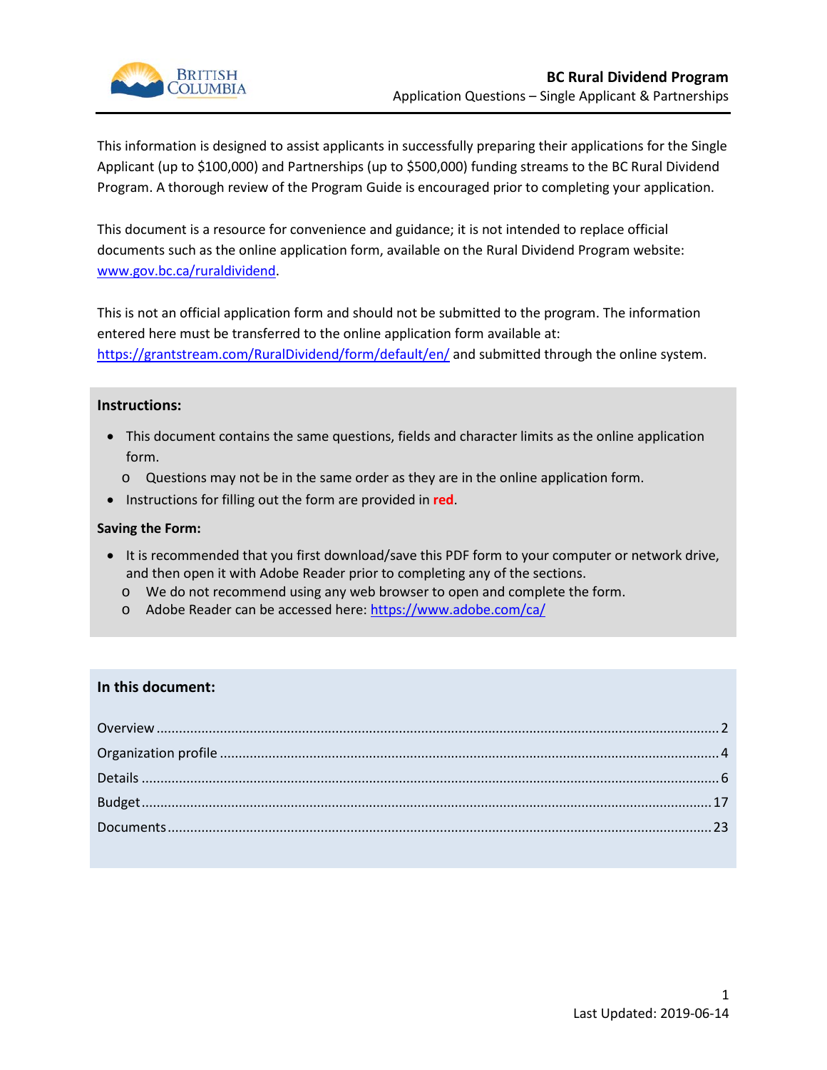# BC Rural Dividend Program

Application Questions – Single Applicant & Partnerships

This information is designed to assist applicants in successfully preparing their applications for the Single Applicant (up to $100,000) and Partnerships (up to $500,000) funding streams to the BC Rural Dividend Program. A thorough review of the Program Guide is encouraged prior to completing your application.

This document is a resource for convenience and guidance; it is not intended to replace official documents such as the online application form, available on the Rural Dividend Program website: www.gov.bc.ca/ruraldividend.

This is not an official application form and should not be submitted to the program. The information entered here must be transferred to the online application form available at: https://grantstream.com/RuralDividend/form/default/en/ and submitted through the online system.

**Instructions:**

- This document contains the same questions, fields and character limits as the online application form.
  - Questions may not be in the same order as they are in the online application form.
- Instructions for filling out the form are provided in **red**.

**Saving the Form:**

- It is recommended that you first download/save this PDF form to your computer or network drive, and then open it with Adobe Reader prior to completing any of the sections.
  - We do not recommend using any web browser to open and complete the form.
  - Adobe Reader can be accessed here: https://www.adobe.com/ca/

**In this document:**

Overview ..... 2
Organization profile ..... 4
Details ..... 6
Budget ..... 17
Documents ..... 23

Last Updated: 2019-06-14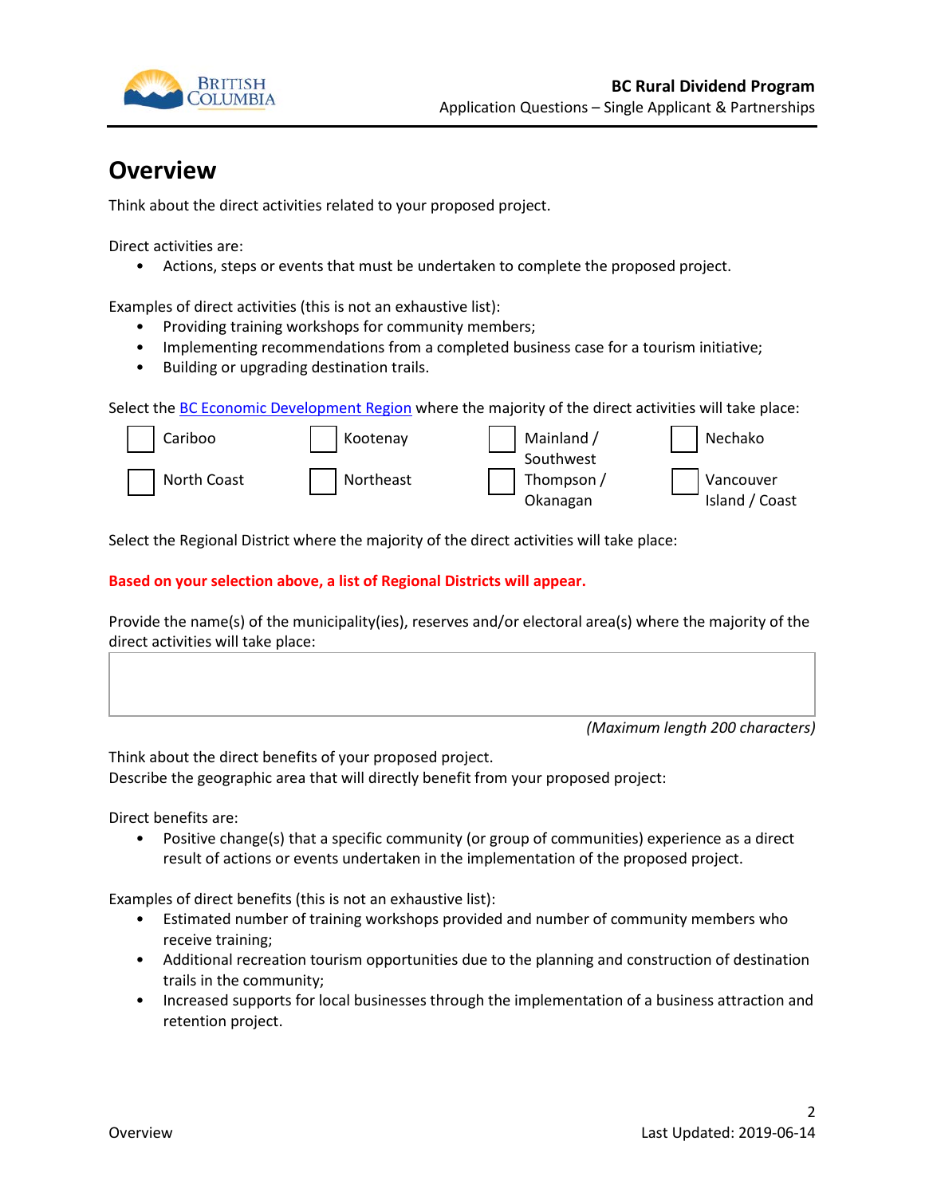# Overview

Think about the direct activities related to your proposed project.

Direct activities are:

- Actions, steps or events that must be undertaken to complete the proposed project.

Examples of direct activities (this is not an exhaustive list):

- Providing training workshops for community members;
- Implementing recommendations from a completed business case for a tourism initiative;
- Building or upgrading destination trails.

Select the BC Economic Development Region where the majority of the direct activities will take place:

- [ ] Cariboo
- [ ] Kootenay
- [ ] Mainland / Southwest
- [ ] Nechako
- [ ] North Coast
- [ ] Northeast
- [ ] Thompson / Okanagan
- [ ] Vancouver Island / Coast

Select the Regional District where the majority of the direct activities will take place:

**Based on your selection above, a list of Regional Districts will appear.**

Provide the name(s) of the municipality(ies), reserves and/or electoral area(s) where the majority of the direct activities will take place:

*(Maximum length 200 characters)*

Think about the direct benefits of your proposed project.
Describe the geographic area that will directly benefit from your proposed project:

Direct benefits are:

- Positive change(s) that a specific community (or group of communities) experience as a direct result of actions or events undertaken in the implementation of the proposed project.

Examples of direct benefits (this is not an exhaustive list):

- Estimated number of training workshops provided and number of community members who receive training;
- Additional recreation tourism opportunities due to the planning and construction of destination trails in the community;
- Increased supports for local businesses through the implementation of a business attraction and retention project.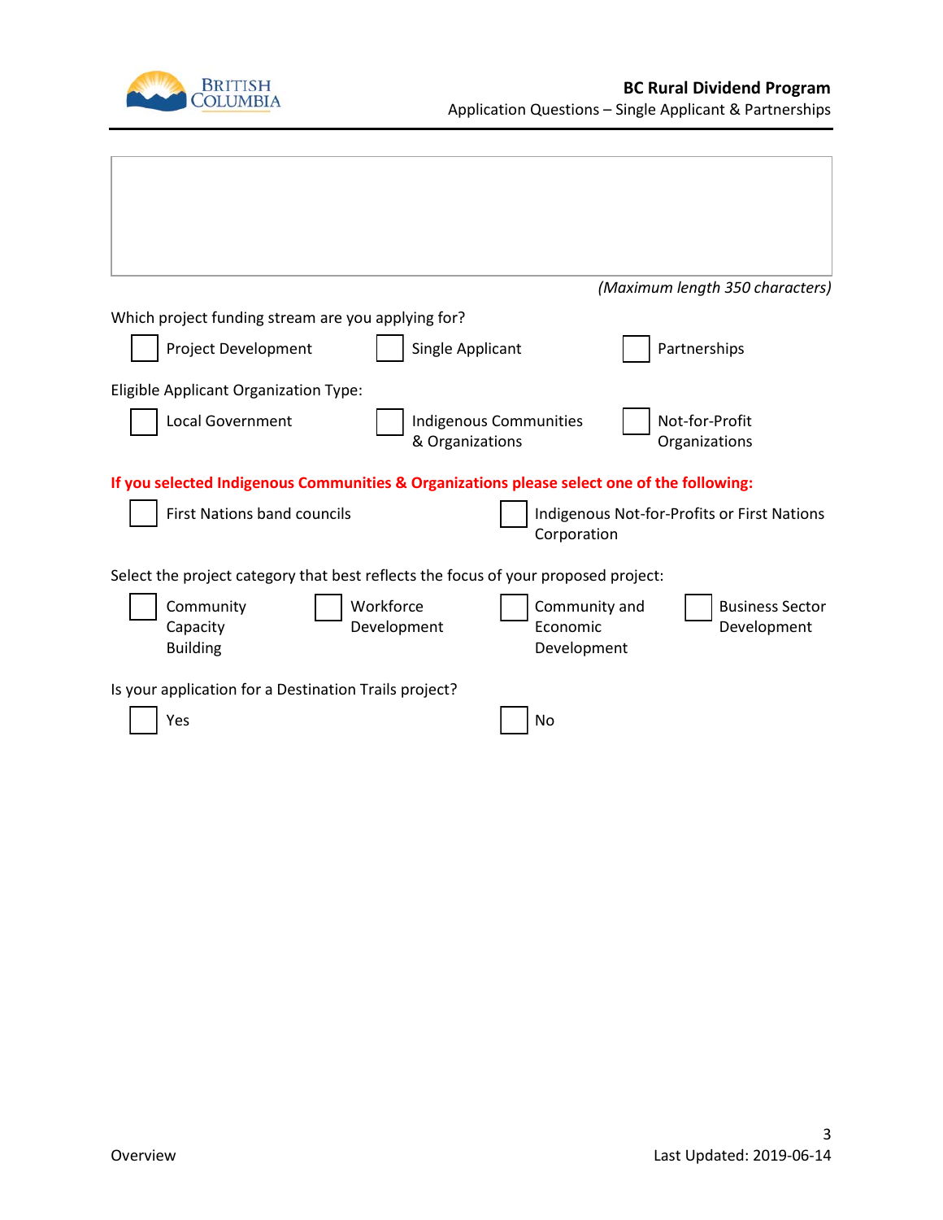(Maximum length 350 characters)

Which project funding stream are you applying for?

☐ Project Development ☐ Single Applicant ☐ Partnerships

Eligible Applicant Organization Type:

☐ Local Government ☐ Indigenous Communities & Organizations ☐ Not-for-Profit Organizations

**If you selected Indigenous Communities & Organizations please select one of the following:**

☐ First Nations band councils ☐ Indigenous Not-for-Profits or First Nations Corporation

Select the project category that best reflects the focus of your proposed project:

☐ Community Capacity Building ☐ Workforce Development ☐ Community and Economic Development ☐ Business Sector Development

Is your application for a Destination Trails project?

☐ Yes ☐ No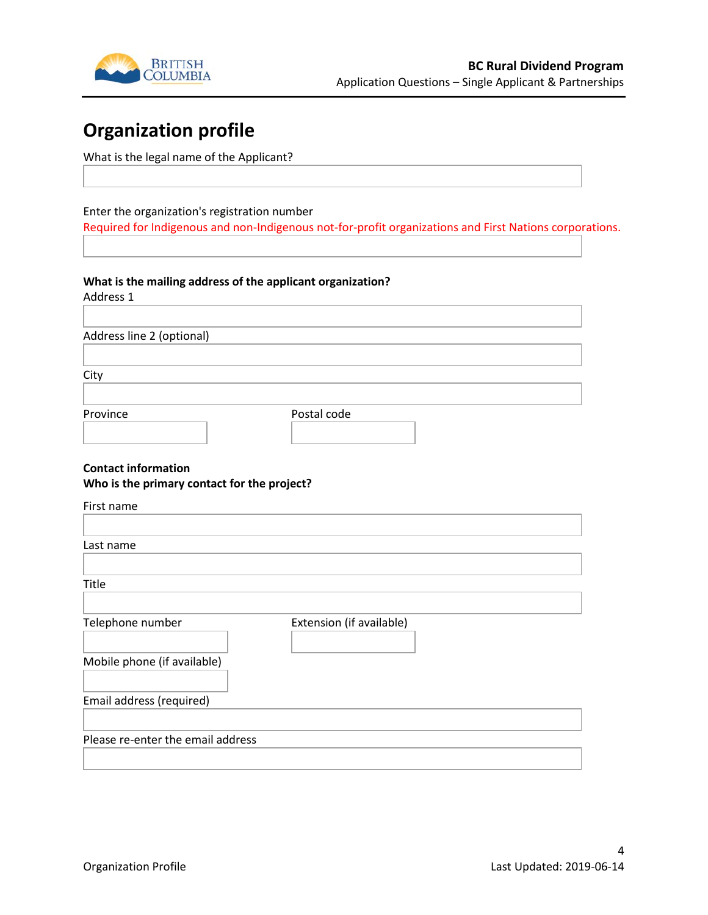# Organization profile

What is the legal name of the Applicant?

Enter the organization's registration number

Required for Indigenous and non-Indigenous not-for-profit organizations and First Nations corporations.

**What is the mailing address of the applicant organization?**

Address 1

Address line 2 (optional)

City

Province

Postal code

**Contact information**

**Who is the primary contact for the project?**

First name

Last name

Title

Telephone number

Extension (if available)

Mobile phone (if available)

Email address (required)

Please re-enter the email address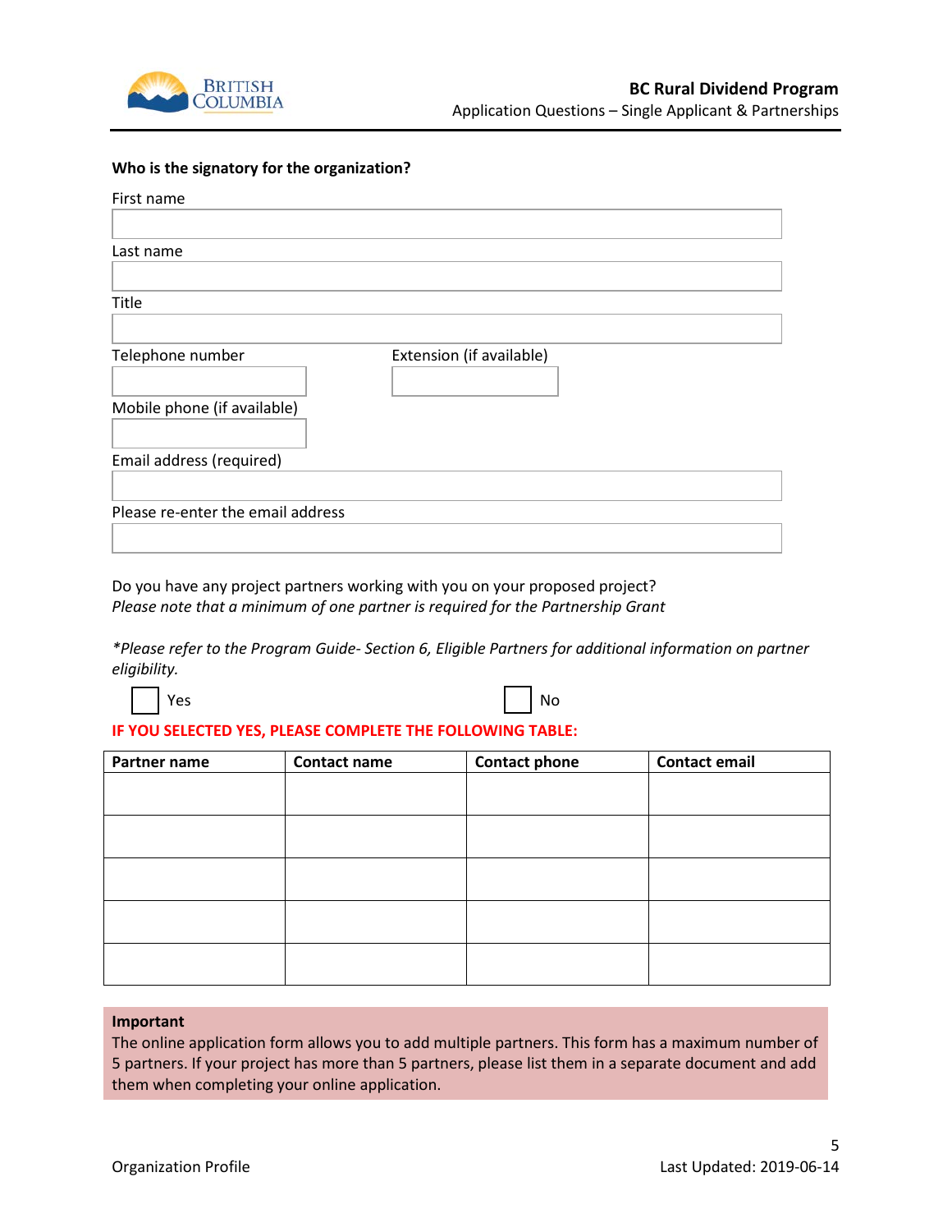**Who is the signatory for the organization?**

First name

Last name

Title

Telephone number

Extension (if available)

Mobile phone (if available)

Email address (required)

Please re-enter the email address

Do you have any project partners working with you on your proposed project?
*Please note that a minimum of one partner is required for the Partnership Grant*

*\*Please refer to the Program Guide- Section 6, Eligible Partners for additional information on partner eligibility.*

☐ Yes ☐ No

**IF YOU SELECTED YES, PLEASE COMPLETE THE FOLLOWING TABLE:**

| Partner name | Contact name | Contact phone | Contact email |
|---|---|---|---|
| | | | |
| | | | |
| | | | |
| | | | |
| | | | |

**Important**
The online application form allows you to add multiple partners. This form has a maximum number of 5 partners. If your project has more than 5 partners, please list them in a separate document and add them when completing your online application.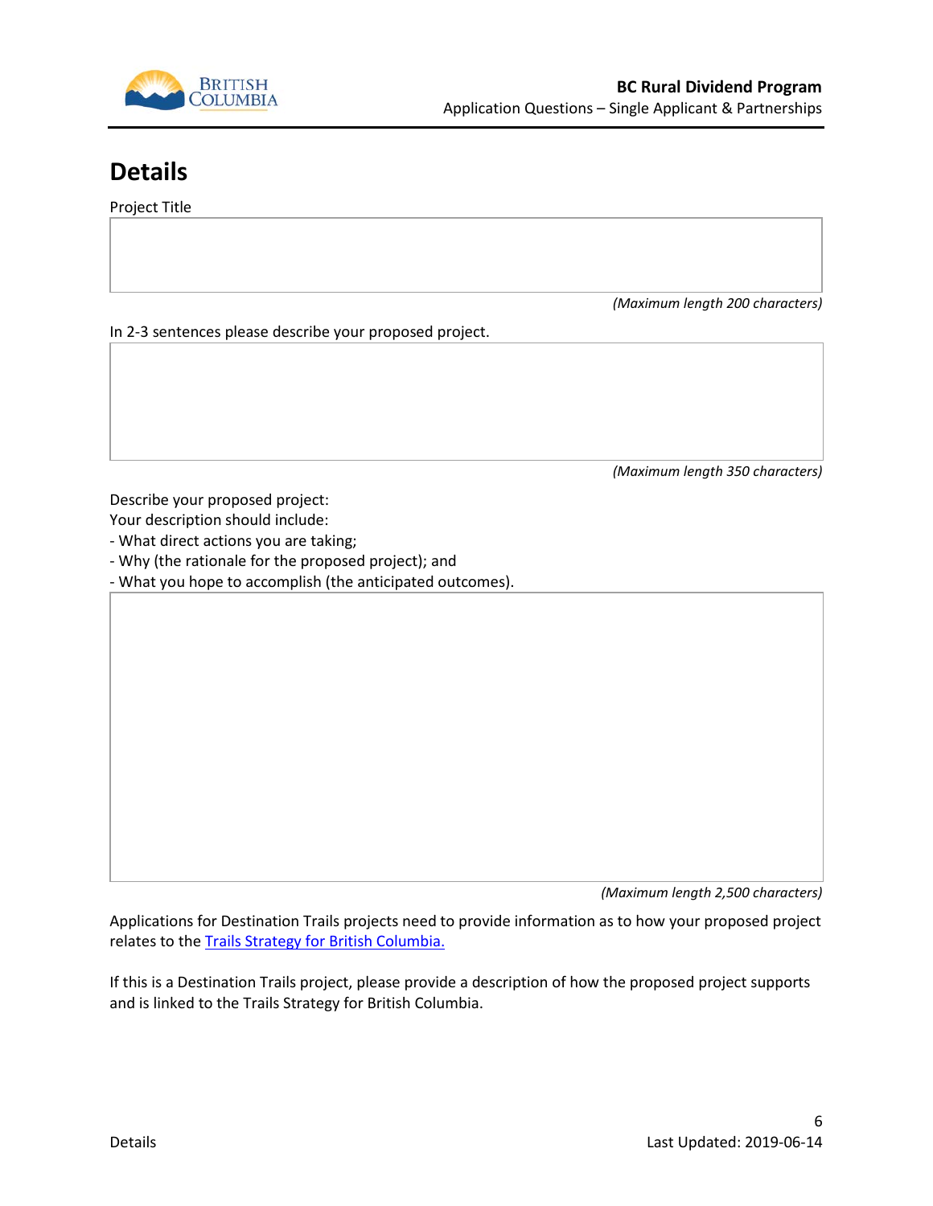# Details

Project Title

*(Maximum length 200 characters)*

In 2-3 sentences please describe your proposed project.

*(Maximum length 350 characters)*

Describe your proposed project:
Your description should include:
- What direct actions you are taking;
- Why (the rationale for the proposed project); and
- What you hope to accomplish (the anticipated outcomes).

*(Maximum length 2,500 characters)*

Applications for Destination Trails projects need to provide information as to how your proposed project relates to the [Trails Strategy for British Columbia.]

If this is a Destination Trails project, please provide a description of how the proposed project supports and is linked to the Trails Strategy for British Columbia.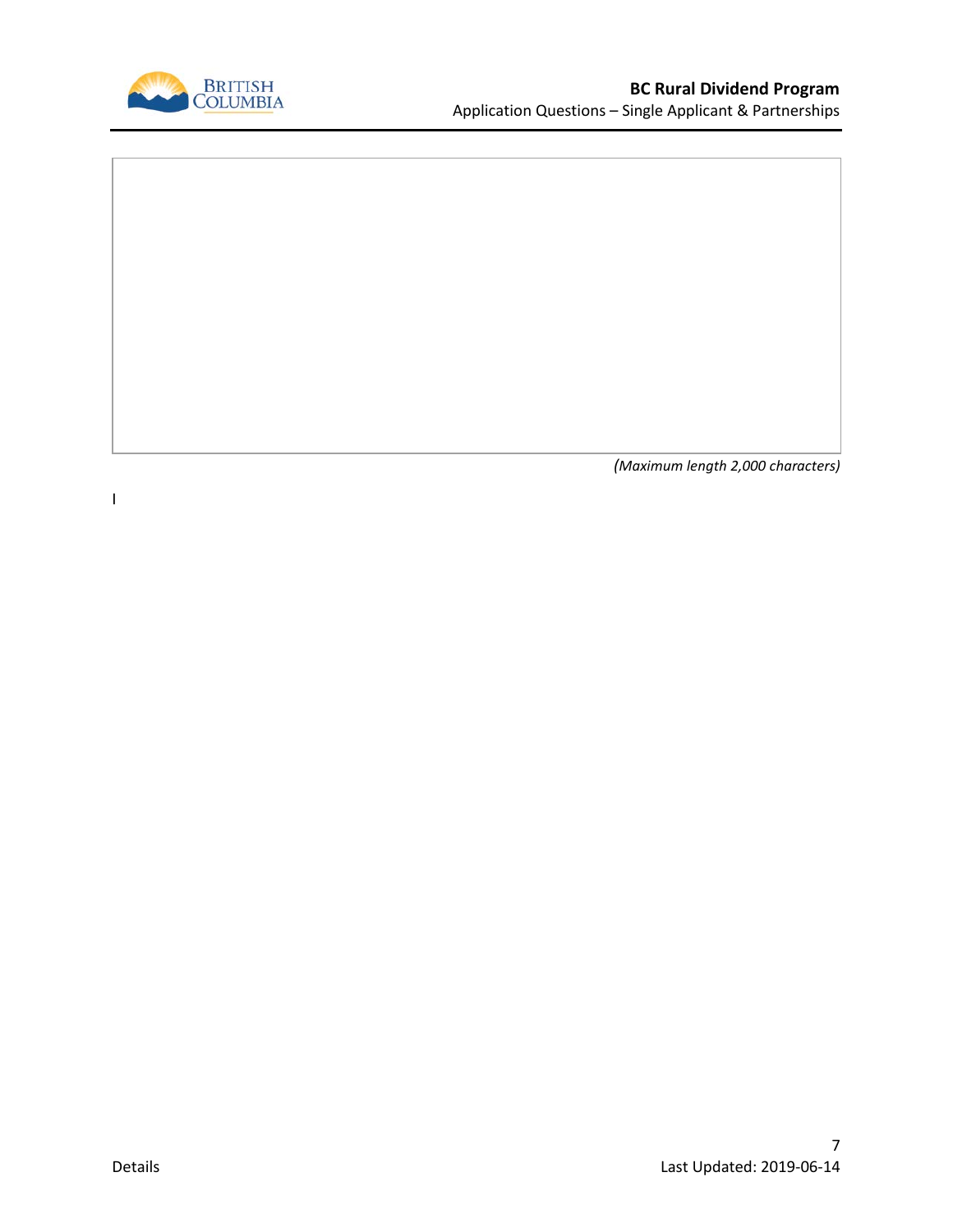*(Maximum length 2,000 characters)*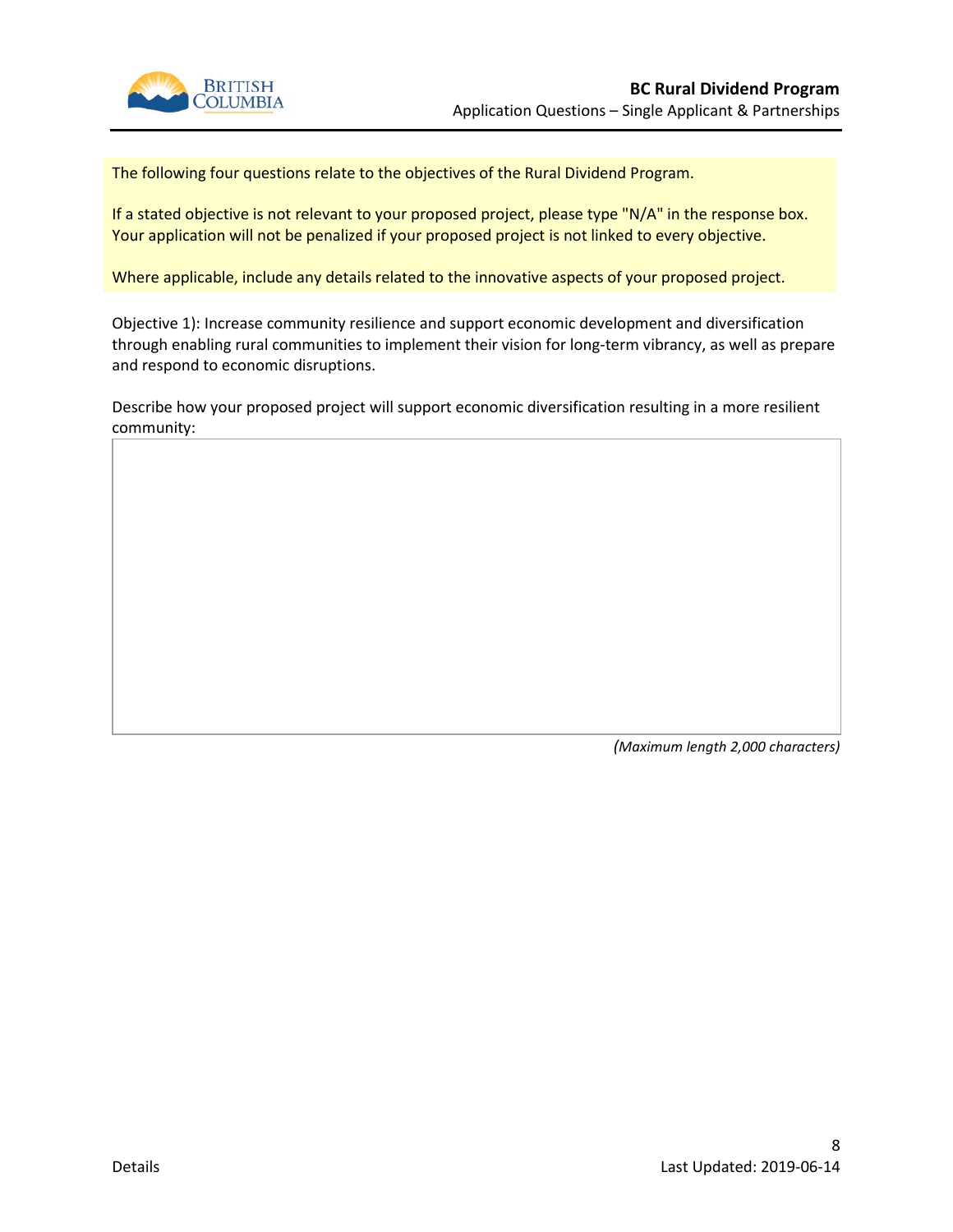The following four questions relate to the objectives of the Rural Dividend Program.

If a stated objective is not relevant to your proposed project, please type "N/A" in the response box. Your application will not be penalized if your proposed project is not linked to every objective.

Where applicable, include any details related to the innovative aspects of your proposed project.

Objective 1): Increase community resilience and support economic development and diversification through enabling rural communities to implement their vision for long-term vibrancy, as well as prepare and respond to economic disruptions.

Describe how your proposed project will support economic diversification resulting in a more resilient community:

| |
|---|
| |

*(Maximum length 2,000 characters)*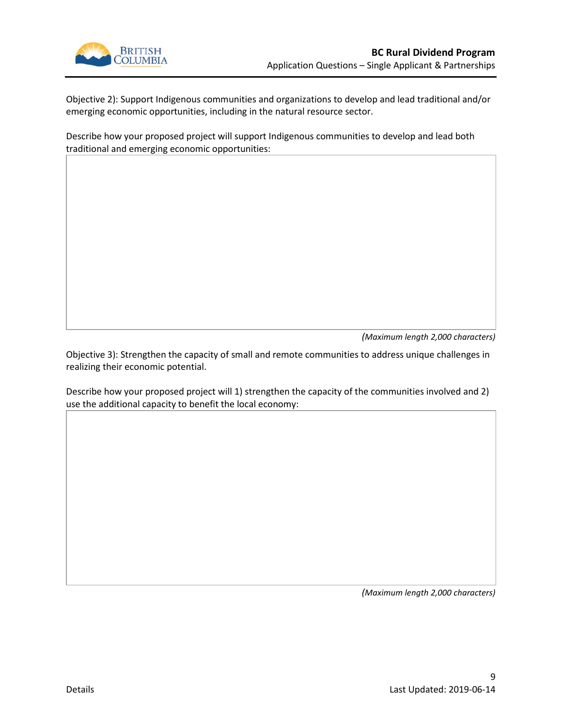Objective 2): Support Indigenous communities and organizations to develop and lead traditional and/or emerging economic opportunities, including in the natural resource sector.

Describe how your proposed project will support Indigenous communities to develop and lead both traditional and emerging economic opportunities:

|  |
| --- |
|  |

*(Maximum length 2,000 characters)*

Objective 3): Strengthen the capacity of small and remote communities to address unique challenges in realizing their economic potential.

Describe how your proposed project will 1) strengthen the capacity of the communities involved and 2) use the additional capacity to benefit the local economy:

|  |
| --- |
|  |

*(Maximum length 2,000 characters)*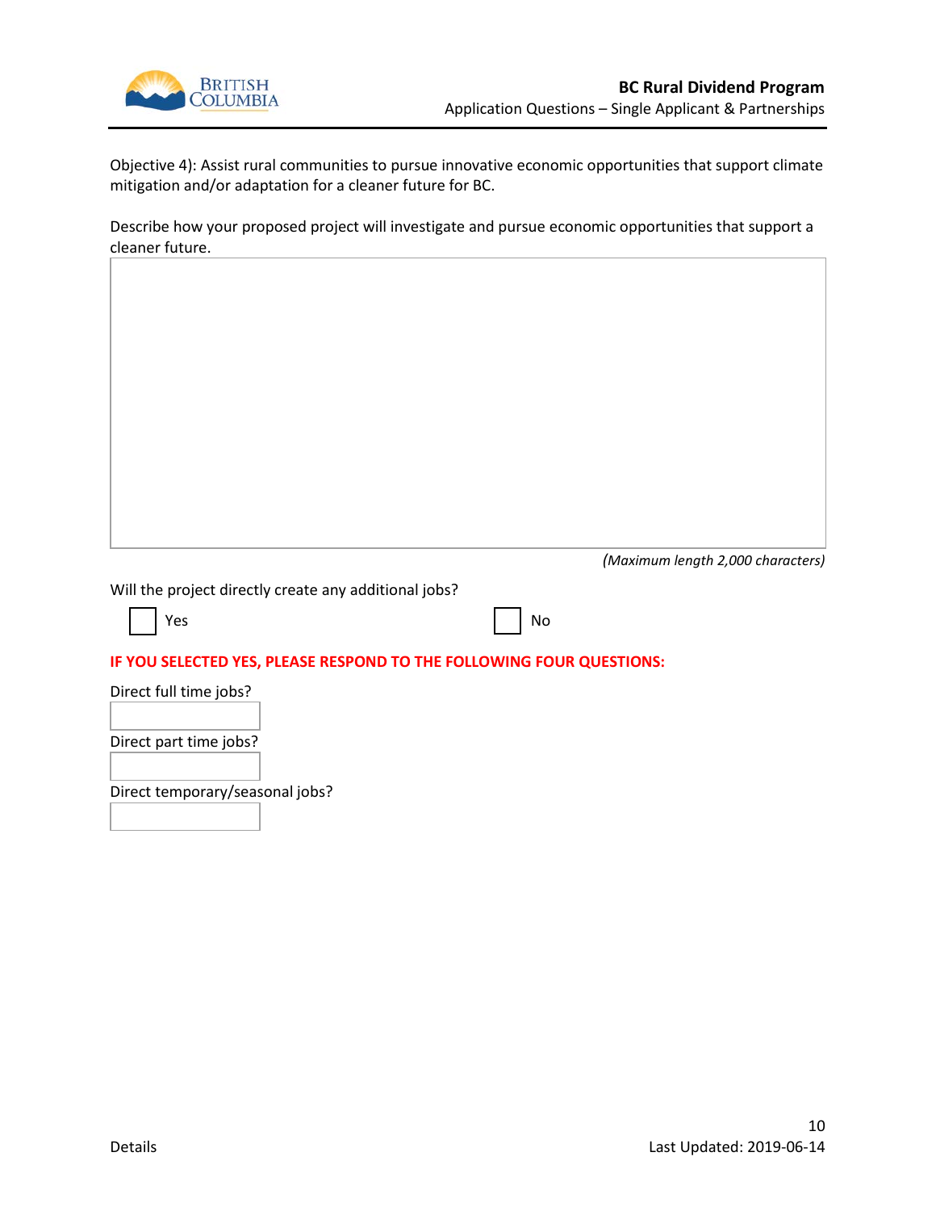Objective 4): Assist rural communities to pursue innovative economic opportunities that support climate mitigation and/or adaptation for a cleaner future for BC.

Describe how your proposed project will investigate and pursue economic opportunities that support a cleaner future.

| |
|---|
| |

*(Maximum length 2,000 characters)*

Will the project directly create any additional jobs?

☐ Yes ☐ No

**IF YOU SELECTED YES, PLEASE RESPOND TO THE FOLLOWING FOUR QUESTIONS:**

Direct full time jobs?

| |
|---|

Direct part time jobs?

| |
|---|

Direct temporary/seasonal jobs?

| |
|---|

Details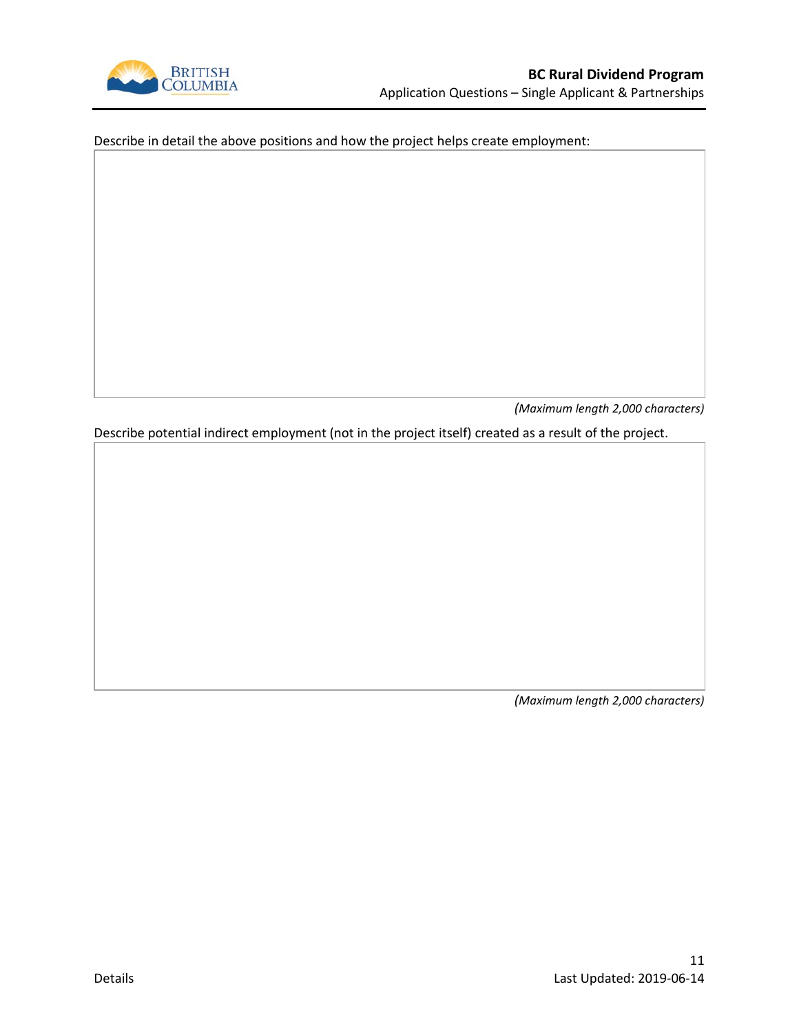Describe in detail the above positions and how the project helps create employment:

| |
|---|
| |

*(Maximum length 2,000 characters)*

Describe potential indirect employment (not in the project itself) created as a result of the project.

| |
|---|
| |

*(Maximum length 2,000 characters)*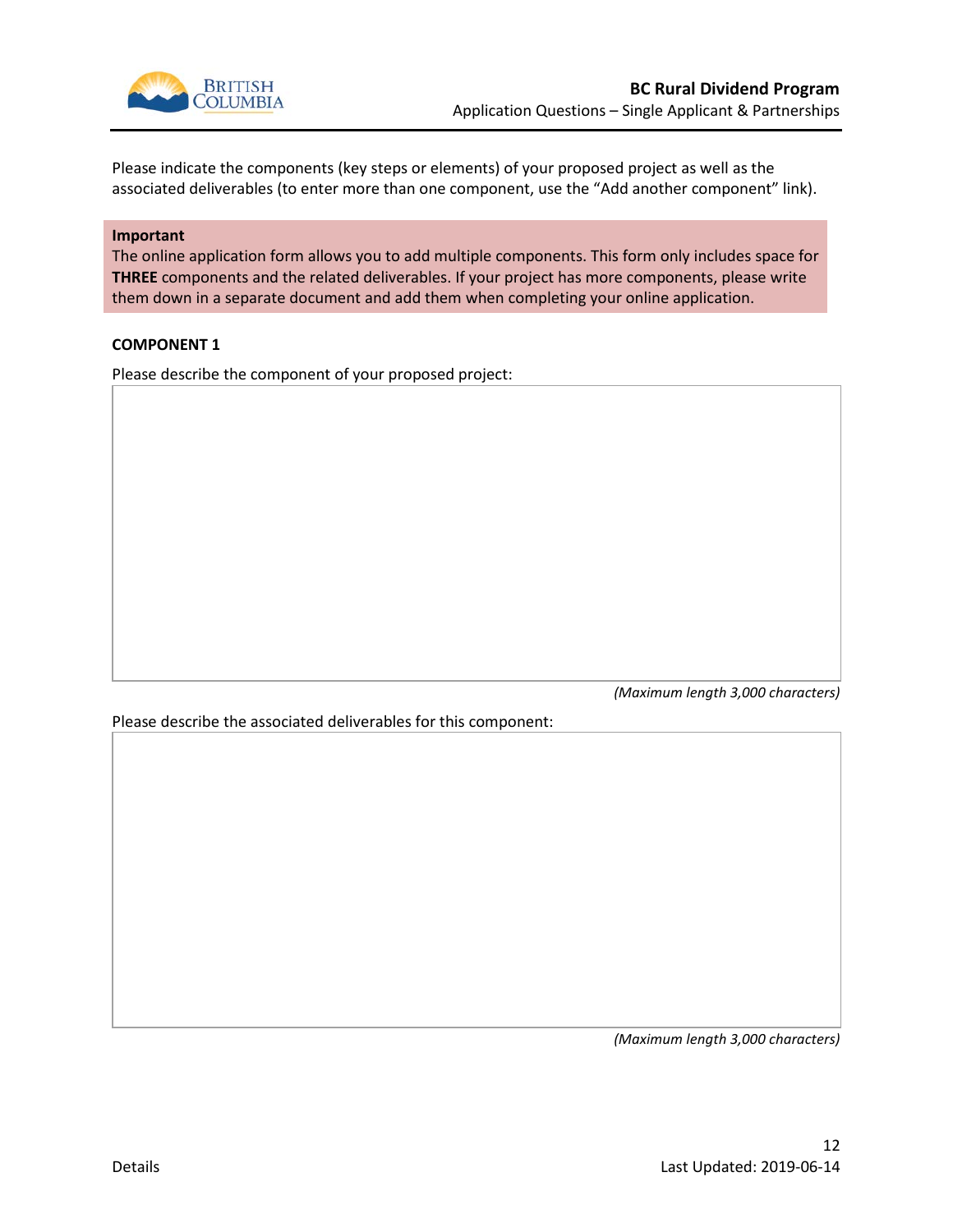Please indicate the components (key steps or elements) of your proposed project as well as the associated deliverables (to enter more than one component, use the "Add another component" link).

**Important**
The online application form allows you to add multiple components. This form only includes space for **THREE** components and the related deliverables. If your project has more components, please write them down in a separate document and add them when completing your online application.

**COMPONENT 1**

Please describe the component of your proposed project:

*(Maximum length 3,000 characters)*

Please describe the associated deliverables for this component:

*(Maximum length 3,000 characters)*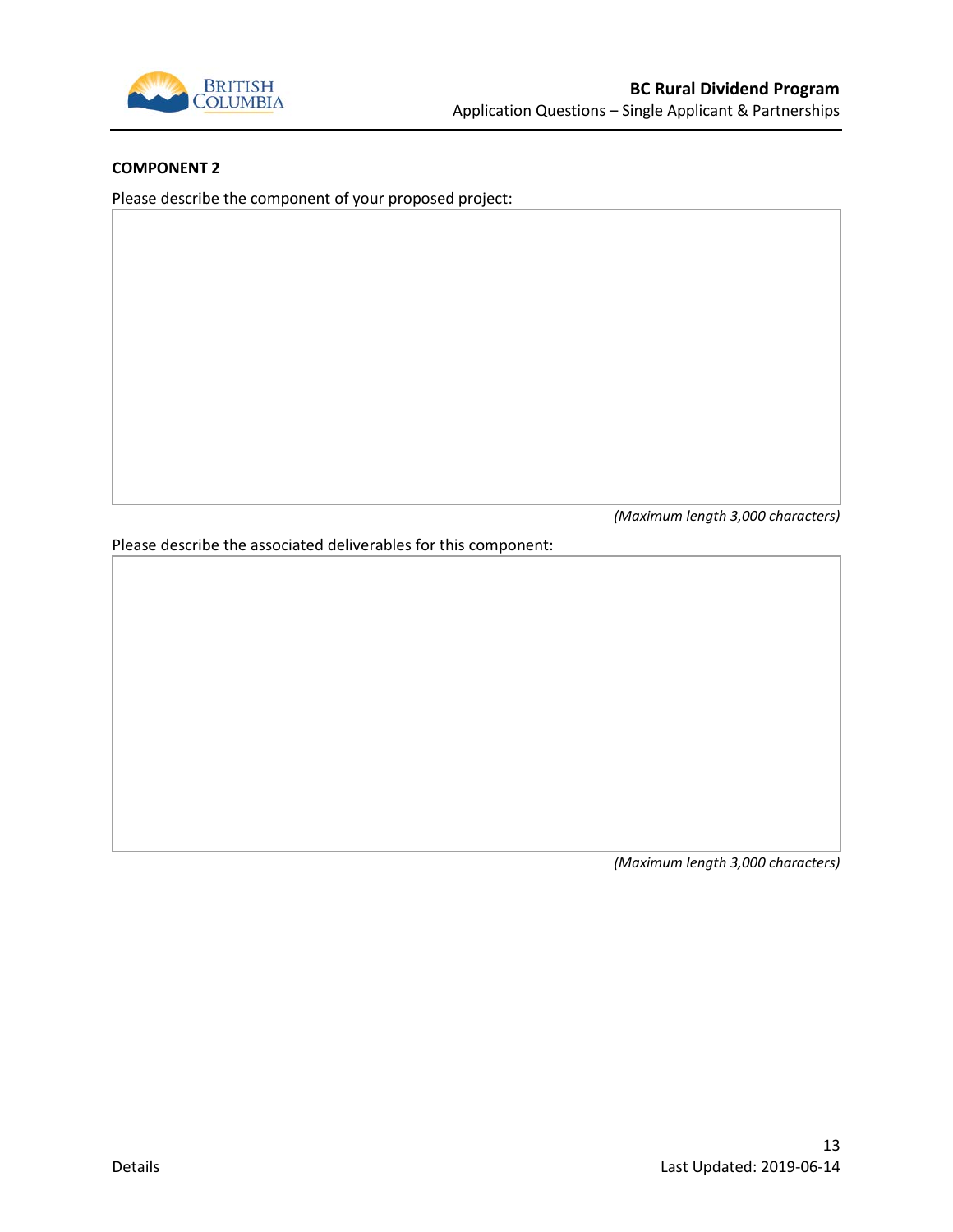**COMPONENT 2**

Please describe the component of your proposed project:

*(Maximum length 3,000 characters)*

Please describe the associated deliverables for this component:

*(Maximum length 3,000 characters)*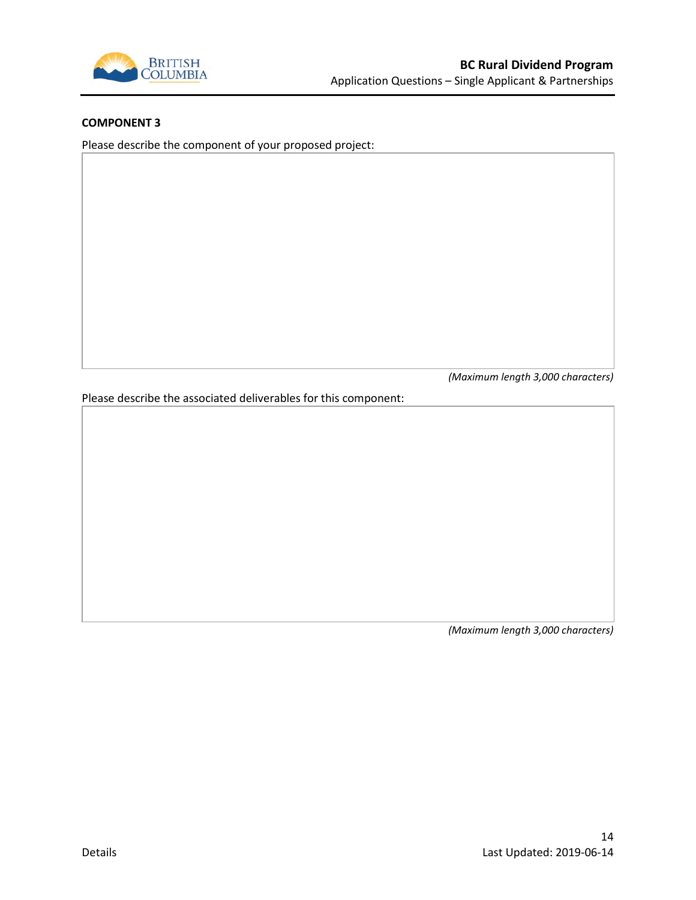**COMPONENT 3**

Please describe the component of your proposed project:

*(Maximum length 3,000 characters)*

Please describe the associated deliverables for this component:

*(Maximum length 3,000 characters)*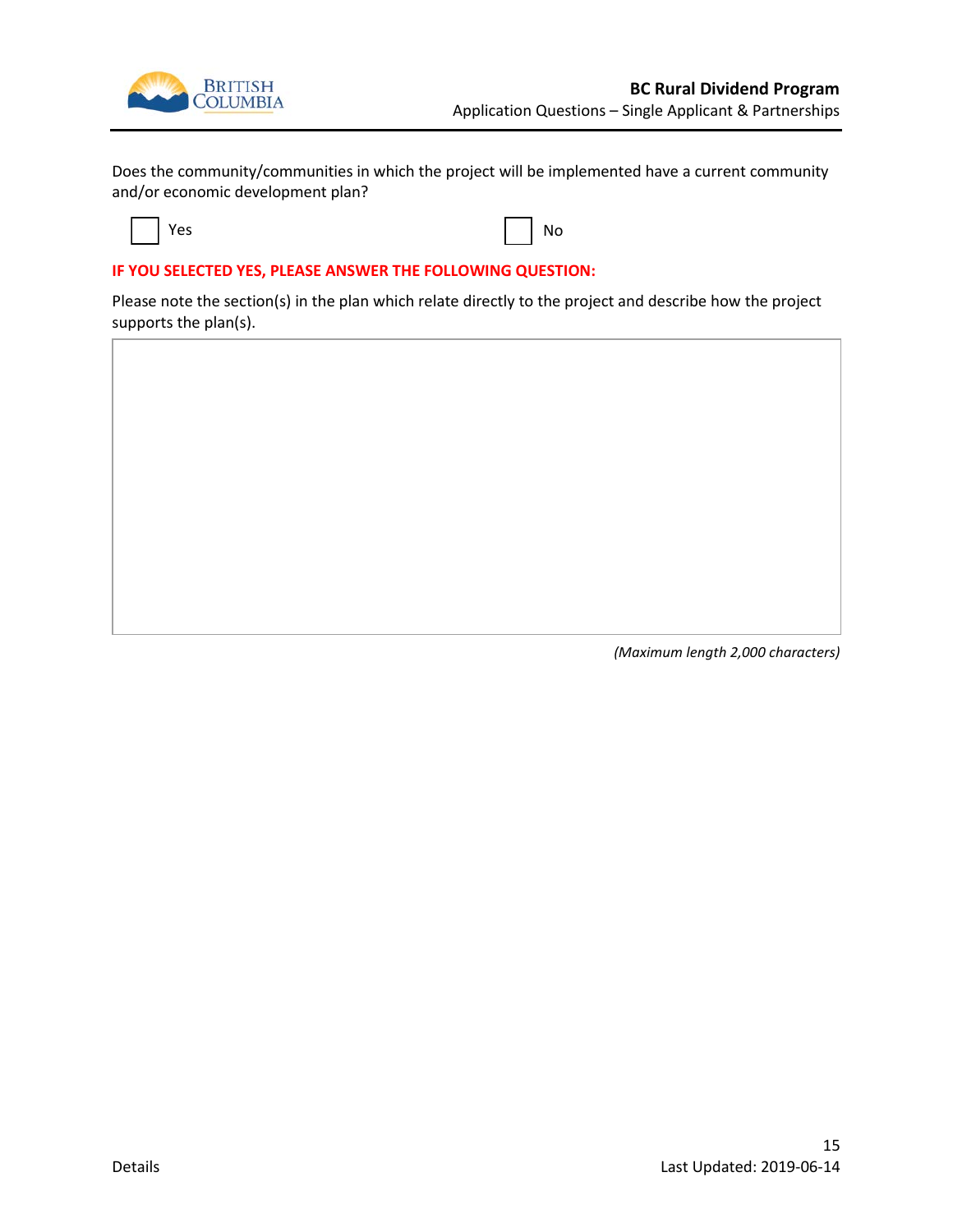Does the community/communities in which the project will be implemented have a current community and/or economic development plan?

☐ Yes ☐ No

**IF YOU SELECTED YES, PLEASE ANSWER THE FOLLOWING QUESTION:**

Please note the section(s) in the plan which relate directly to the project and describe how the project supports the plan(s).

| |
|---|
| |

*(Maximum length 2,000 characters)*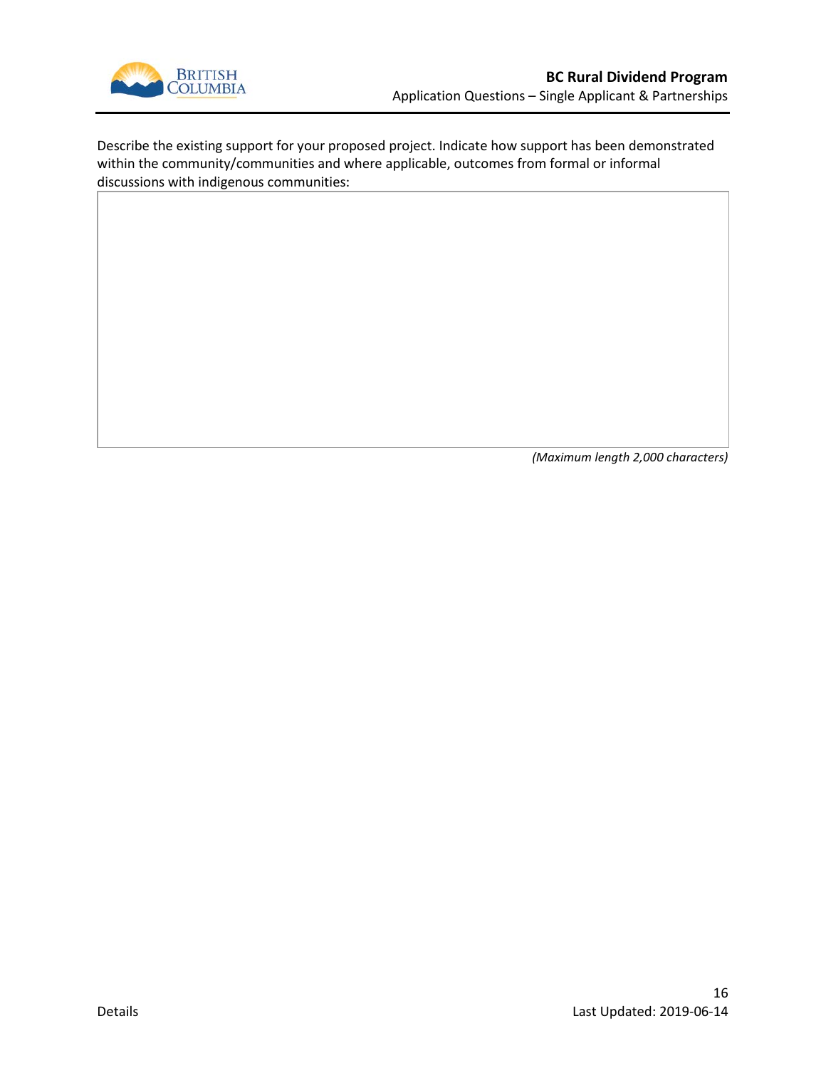Describe the existing support for your proposed project. Indicate how support has been demonstrated within the community/communities and where applicable, outcomes from formal or informal discussions with indigenous communities:

| |
|---|
| |

*(Maximum length 2,000 characters)*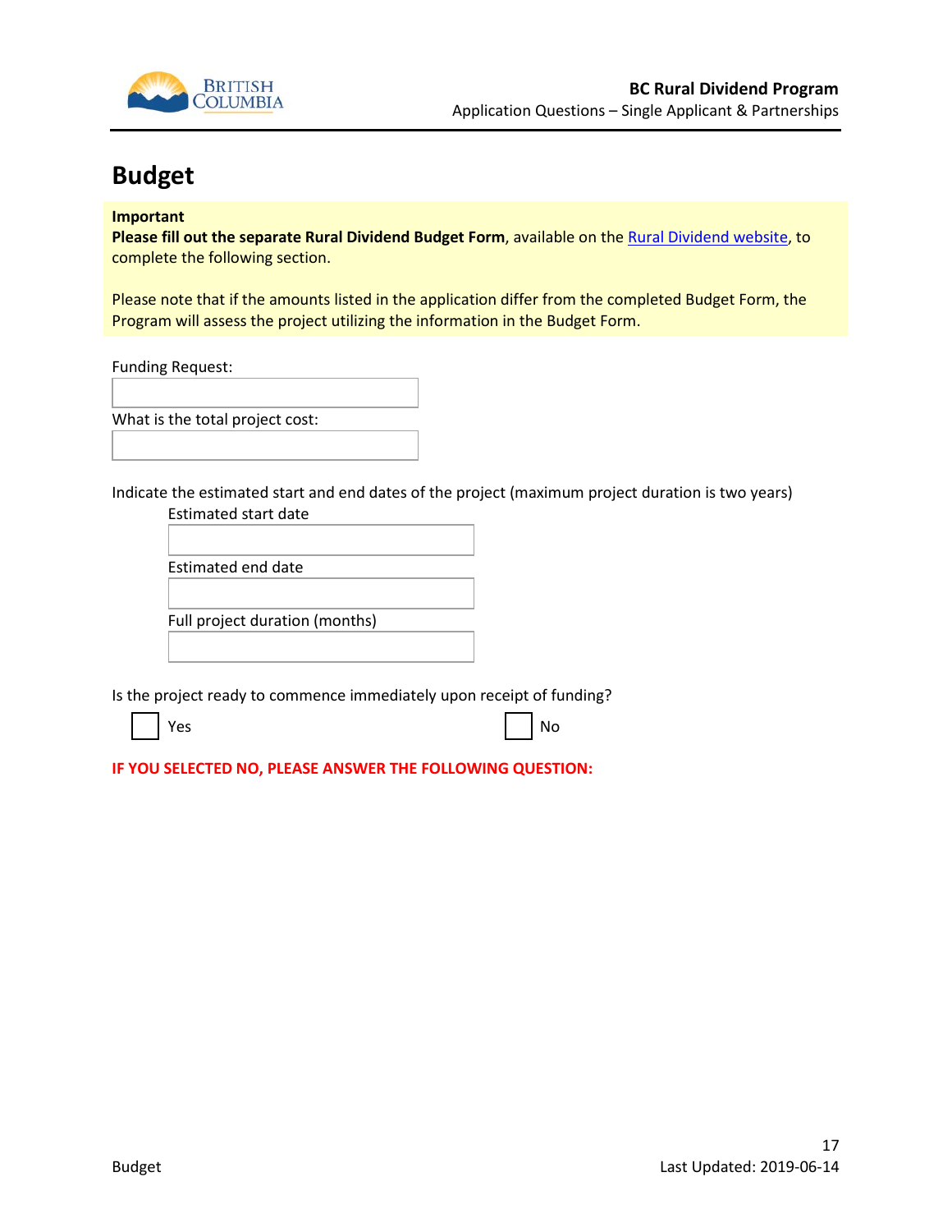# Budget

**Important**
**Please fill out the separate Rural Dividend Budget Form**, available on the Rural Dividend website, to complete the following section.

Please note that if the amounts listed in the application differ from the completed Budget Form, the Program will assess the project utilizing the information in the Budget Form.

Funding Request:

What is the total project cost:

Indicate the estimated start and end dates of the project (maximum project duration is two years)

Estimated start date

Estimated end date

Full project duration (months)

Is the project ready to commence immediately upon receipt of funding?

☐ Yes ☐ No

**IF YOU SELECTED NO, PLEASE ANSWER THE FOLLOWING QUESTION:**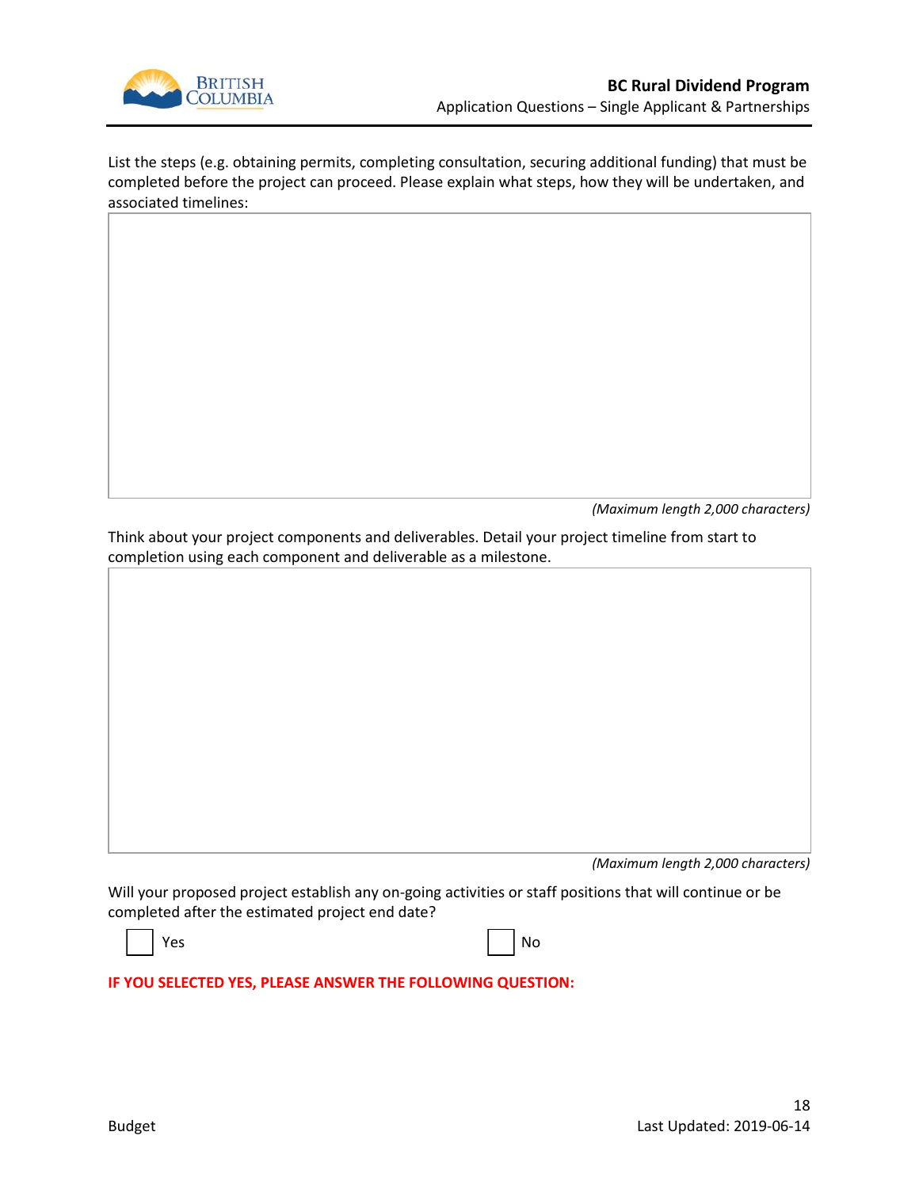List the steps (e.g. obtaining permits, completing consultation, securing additional funding) that must be completed before the project can proceed. Please explain what steps, how they will be undertaken, and associated timelines:

| |
|---|
| |

*(Maximum length 2,000 characters)*

Think about your project components and deliverables. Detail your project timeline from start to completion using each component and deliverable as a milestone.

| |
|---|
| |

*(Maximum length 2,000 characters)*

Will your proposed project establish any on-going activities or staff positions that will continue or be completed after the estimated project end date?

☐ Yes ☐ No

**IF YOU SELECTED YES, PLEASE ANSWER THE FOLLOWING QUESTION:**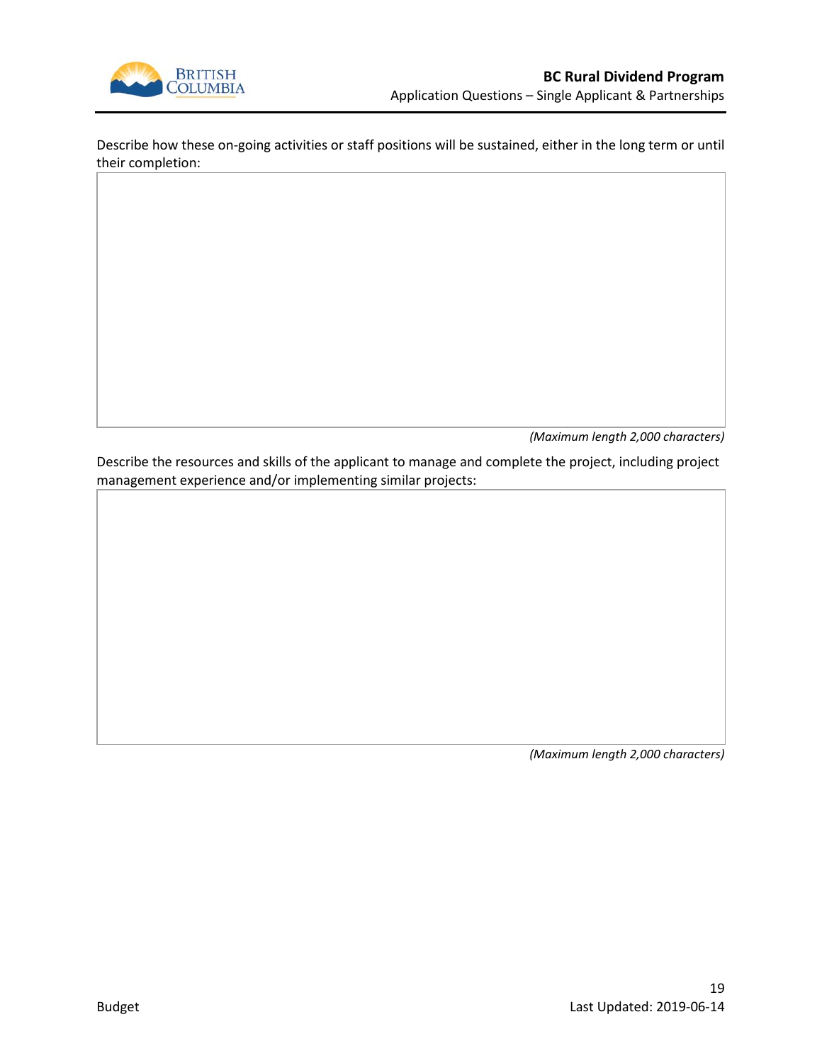Describe how these on-going activities or staff positions will be sustained, either in the long term or until their completion:

*(Maximum length 2,000 characters)*

Describe the resources and skills of the applicant to manage and complete the project, including project management experience and/or implementing similar projects:

*(Maximum length 2,000 characters)*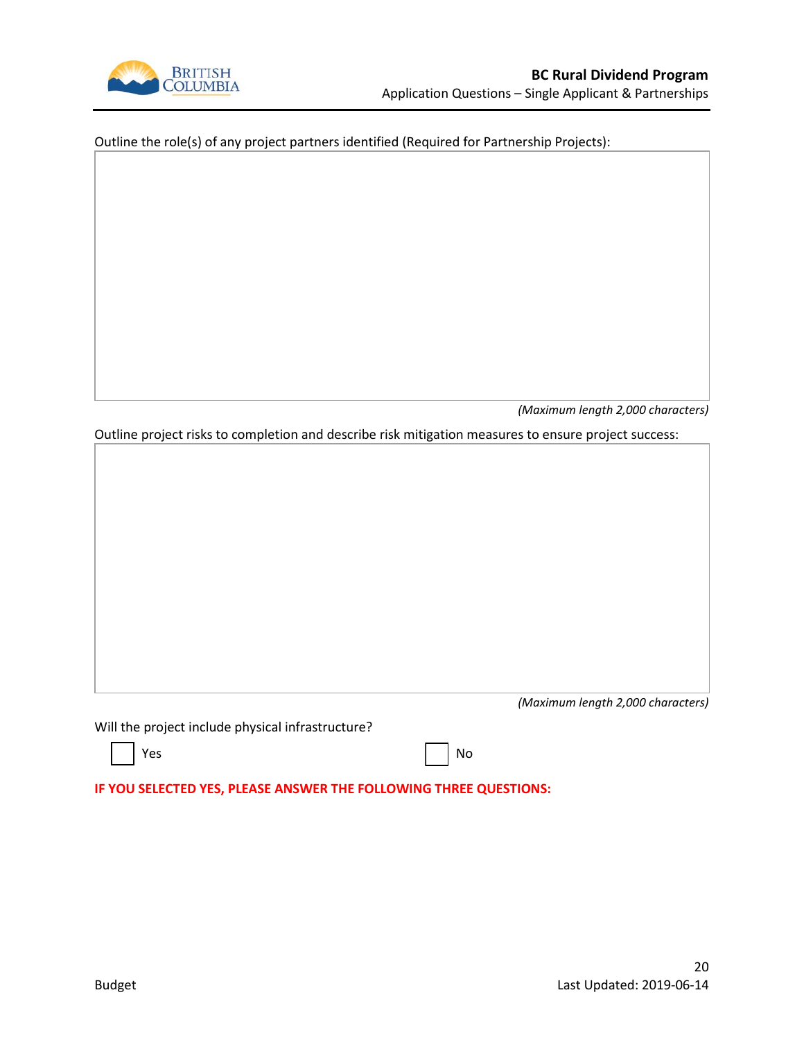Outline the role(s) of any project partners identified (Required for Partnership Projects):

*(Maximum length 2,000 characters)*

Outline project risks to completion and describe risk mitigation measures to ensure project success:

*(Maximum length 2,000 characters)*

Will the project include physical infrastructure?

☐ Yes ☐ No

**IF YOU SELECTED YES, PLEASE ANSWER THE FOLLOWING THREE QUESTIONS:**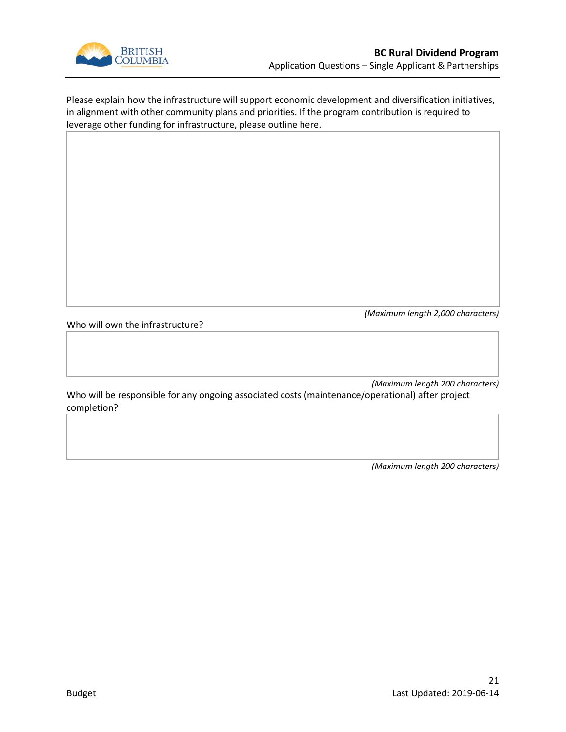Please explain how the infrastructure will support economic development and diversification initiatives, in alignment with other community plans and priorities. If the program contribution is required to leverage other funding for infrastructure, please outline here.

*(Maximum length 2,000 characters)*

Who will own the infrastructure?

*(Maximum length 200 characters)*

Who will be responsible for any ongoing associated costs (maintenance/operational) after project completion?

*(Maximum length 200 characters)*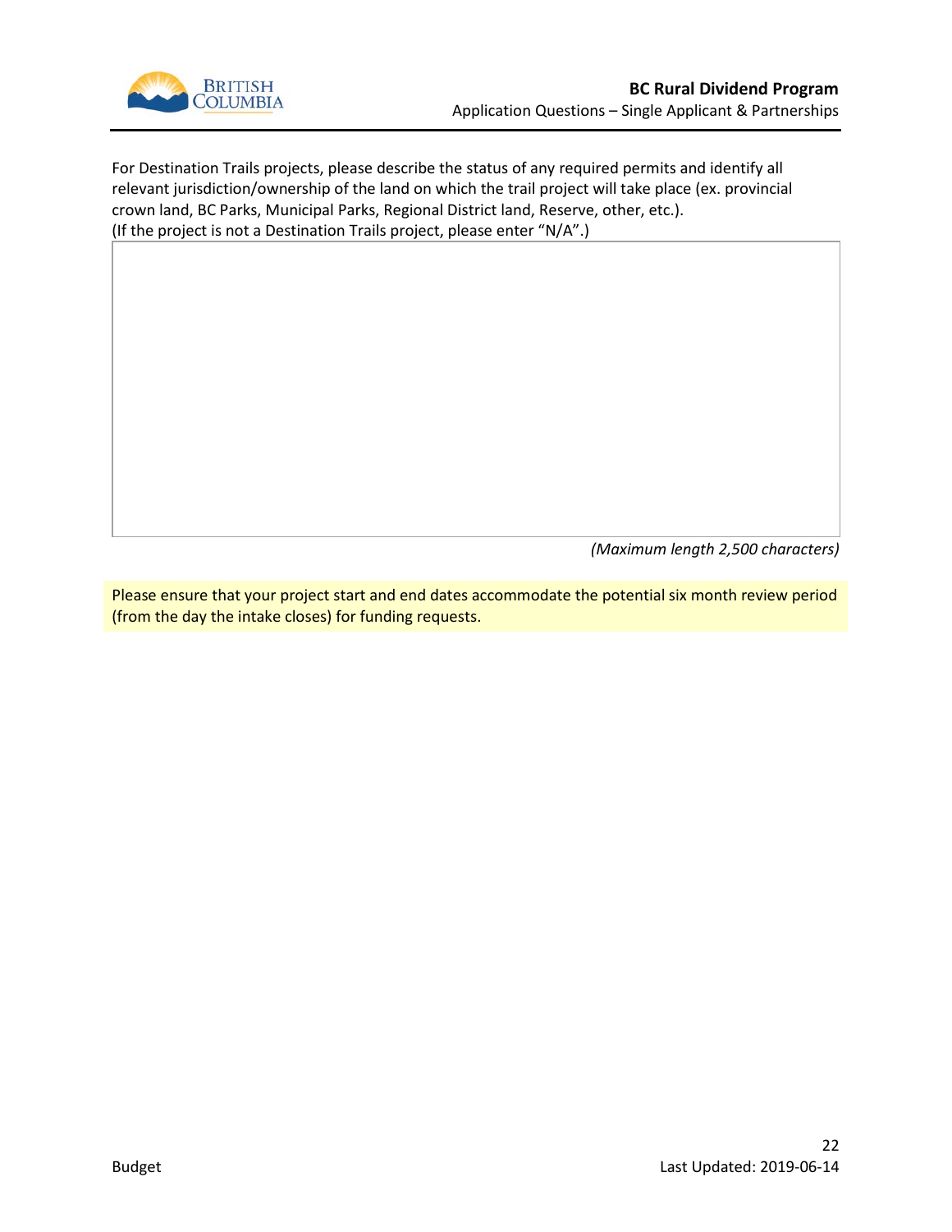For Destination Trails projects, please describe the status of any required permits and identify all relevant jurisdiction/ownership of the land on which the trail project will take place (ex. provincial crown land, BC Parks, Municipal Parks, Regional District land, Reserve, other, etc.).
(If the project is not a Destination Trails project, please enter "N/A".)

| |
|---|
| |

*(Maximum length 2,500 characters)*

Please ensure that your project start and end dates accommodate the potential six month review period (from the day the intake closes) for funding requests.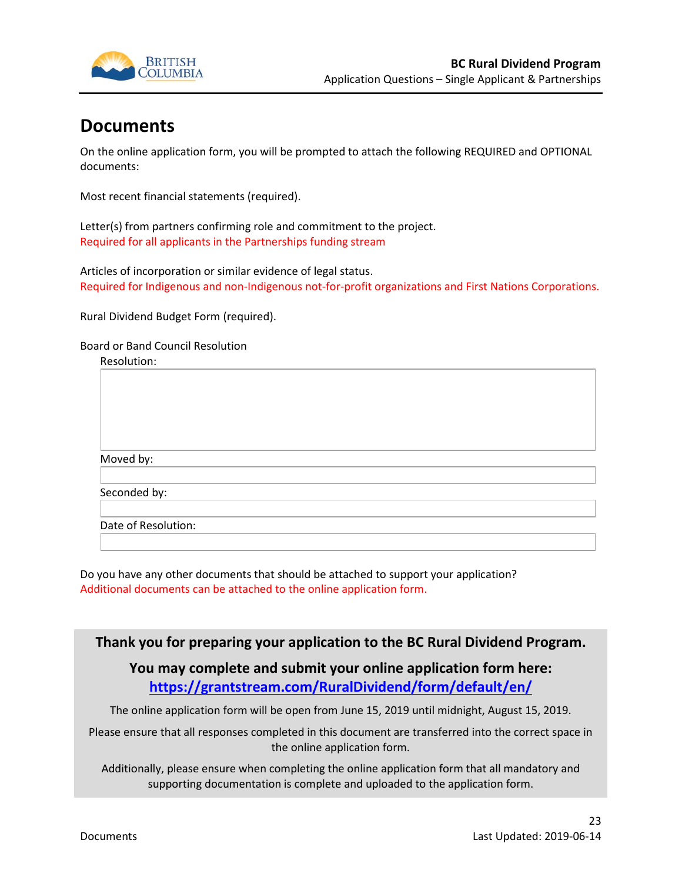## Documents

On the online application form, you will be prompted to attach the following REQUIRED and OPTIONAL documents:

Most recent financial statements (required).

Letter(s) from partners confirming role and commitment to the project.
Required for all applicants in the Partnerships funding stream

Articles of incorporation or similar evidence of legal status.
Required for Indigenous and non-Indigenous not-for-profit organizations and First Nations Corporations.

Rural Dividend Budget Form (required).

Board or Band Council Resolution

Resolution:

Moved by:

Seconded by:

Date of Resolution:

Do you have any other documents that should be attached to support your application?
Additional documents can be attached to the online application form.

**Thank you for preparing your application to the BC Rural Dividend Program.**

**You may complete and submit your online application form here: https://grantstream.com/RuralDividend/form/default/en/**

The online application form will be open from June 15, 2019 until midnight, August 15, 2019.

Please ensure that all responses completed in this document are transferred into the correct space in the online application form.

Additionally, please ensure when completing the online application form that all mandatory and supporting documentation is complete and uploaded to the application form.